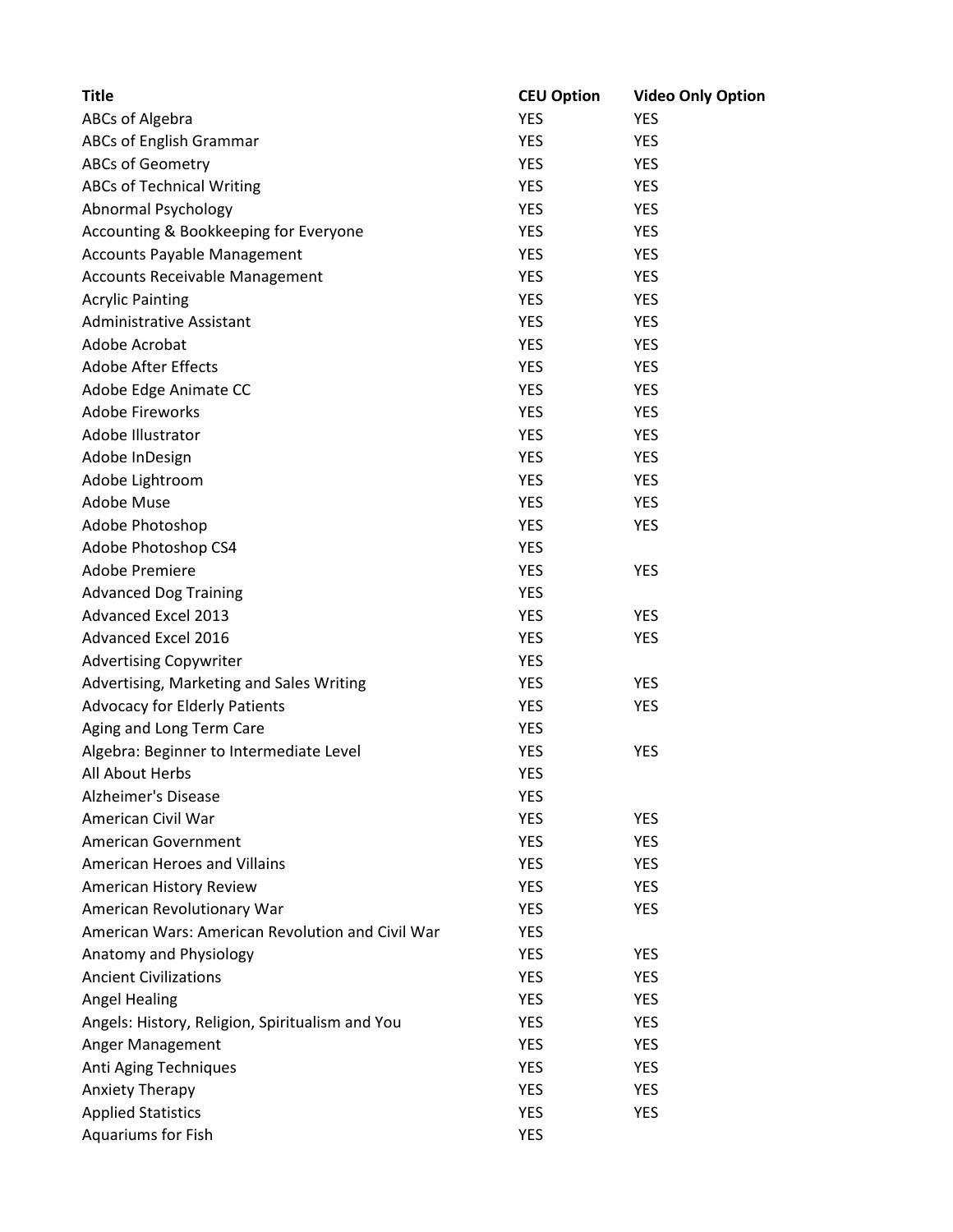| Title | CEU Option | Video Only Option |
| --- | --- | --- |
| ABCs of Algebra | YES | YES |
| ABCs of English Grammar | YES | YES |
| ABCs of Geometry | YES | YES |
| ABCs of Technical Writing | YES | YES |
| Abnormal Psychology | YES | YES |
| Accounting & Bookkeeping for Everyone | YES | YES |
| Accounts Payable Management | YES | YES |
| Accounts Receivable Management | YES | YES |
| Acrylic Painting | YES | YES |
| Administrative Assistant | YES | YES |
| Adobe Acrobat | YES | YES |
| Adobe After Effects | YES | YES |
| Adobe Edge Animate CC | YES | YES |
| Adobe Fireworks | YES | YES |
| Adobe Illustrator | YES | YES |
| Adobe InDesign | YES | YES |
| Adobe Lightroom | YES | YES |
| Adobe Muse | YES | YES |
| Adobe Photoshop | YES | YES |
| Adobe Photoshop CS4 | YES | |
| Adobe Premiere | YES | YES |
| Advanced Dog Training | YES | |
| Advanced Excel 2013 | YES | YES |
| Advanced Excel 2016 | YES | YES |
| Advertising Copywriter | YES | |
| Advertising, Marketing and Sales Writing | YES | YES |
| Advocacy for Elderly Patients | YES | YES |
| Aging and Long Term Care | YES | |
| Algebra: Beginner to Intermediate Level | YES | YES |
| All About Herbs | YES | |
| Alzheimer's Disease | YES | |
| American Civil War | YES | YES |
| American Government | YES | YES |
| American Heroes and Villains | YES | YES |
| American History Review | YES | YES |
| American Revolutionary War | YES | YES |
| American Wars: American Revolution and Civil War | YES | |
| Anatomy and Physiology | YES | YES |
| Ancient Civilizations | YES | YES |
| Angel Healing | YES | YES |
| Angels: History, Religion, Spiritualism and You | YES | YES |
| Anger Management | YES | YES |
| Anti Aging Techniques | YES | YES |
| Anxiety Therapy | YES | YES |
| Applied Statistics | YES | YES |
| Aquariums for Fish | YES | |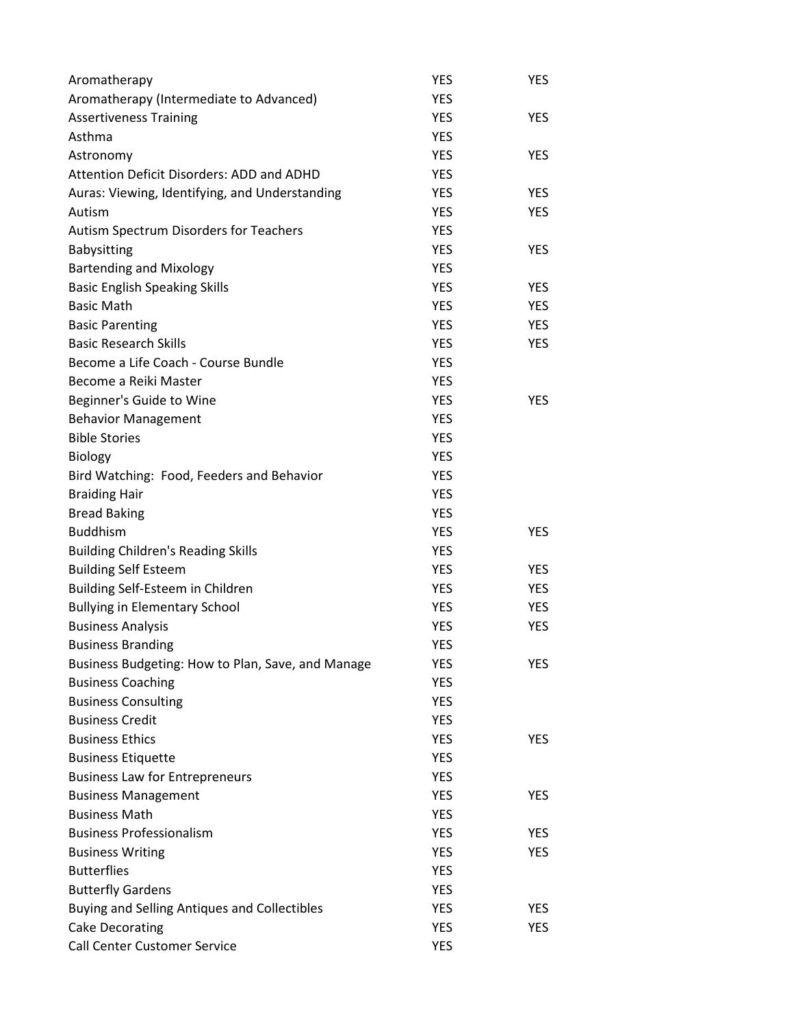| | | |
|---|---|---|
| Aromatherapy | YES | YES |
| Aromatherapy (Intermediate to Advanced) | YES | |
| Assertiveness Training | YES | YES |
| Asthma | YES | |
| Astronomy | YES | YES |
| Attention Deficit Disorders: ADD and ADHD | YES | |
| Auras: Viewing, Identifying, and Understanding | YES | YES |
| Autism | YES | YES |
| Autism Spectrum Disorders for Teachers | YES | |
| Babysitting | YES | YES |
| Bartending and Mixology | YES | |
| Basic English Speaking Skills | YES | YES |
| Basic Math | YES | YES |
| Basic Parenting | YES | YES |
| Basic Research Skills | YES | YES |
| Become a Life Coach - Course Bundle | YES | |
| Become a Reiki Master | YES | |
| Beginner's Guide to Wine | YES | YES |
| Behavior Management | YES | |
| Bible Stories | YES | |
| Biology | YES | |
| Bird Watching:  Food, Feeders and Behavior | YES | |
| Braiding Hair | YES | |
| Bread Baking | YES | |
| Buddhism | YES | YES |
| Building Children's Reading Skills | YES | |
| Building Self Esteem | YES | YES |
| Building Self-Esteem in Children | YES | YES |
| Bullying in Elementary School | YES | YES |
| Business Analysis | YES | YES |
| Business Branding | YES | |
| Business Budgeting: How to Plan, Save, and Manage | YES | YES |
| Business Coaching | YES | |
| Business Consulting | YES | |
| Business Credit | YES | |
| Business Ethics | YES | YES |
| Business Etiquette | YES | |
| Business Law for Entrepreneurs | YES | |
| Business Management | YES | YES |
| Business Math | YES | |
| Business Professionalism | YES | YES |
| Business Writing | YES | YES |
| Butterflies | YES | |
| Butterfly Gardens | YES | |
| Buying and Selling Antiques and Collectibles | YES | YES |
| Cake Decorating | YES | YES |
| Call Center Customer Service | YES | |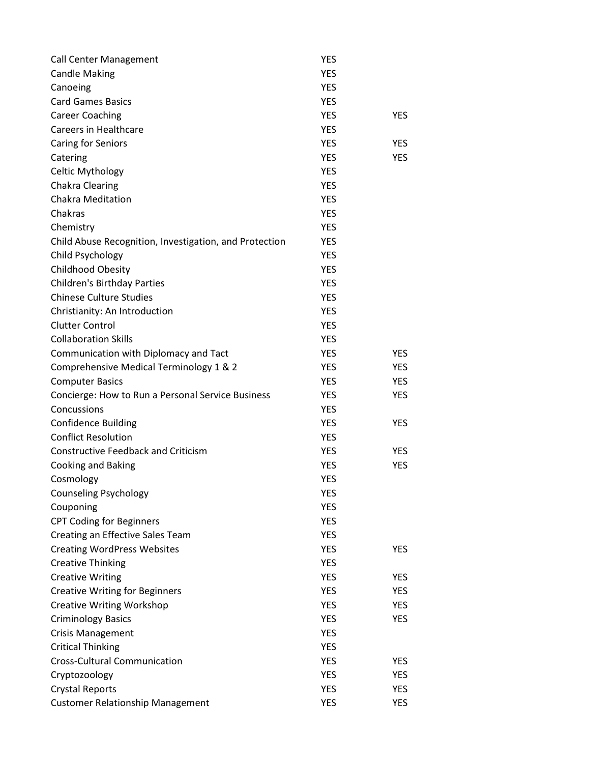| | | |
|---|---|---|
| Call Center Management | YES | |
| Candle Making | YES | |
| Canoeing | YES | |
| Card Games Basics | YES | |
| Career Coaching | YES | YES |
| Careers in Healthcare | YES | |
| Caring for Seniors | YES | YES |
| Catering | YES | YES |
| Celtic Mythology | YES | |
| Chakra Clearing | YES | |
| Chakra Meditation | YES | |
| Chakras | YES | |
| Chemistry | YES | |
| Child Abuse Recognition, Investigation, and Protection | YES | |
| Child Psychology | YES | |
| Childhood Obesity | YES | |
| Children's Birthday Parties | YES | |
| Chinese Culture Studies | YES | |
| Christianity: An Introduction | YES | |
| Clutter Control | YES | |
| Collaboration Skills | YES | |
| Communication with Diplomacy and Tact | YES | YES |
| Comprehensive Medical Terminology 1 & 2 | YES | YES |
| Computer Basics | YES | YES |
| Concierge: How to Run a Personal Service Business | YES | YES |
| Concussions | YES | |
| Confidence Building | YES | YES |
| Conflict Resolution | YES | |
| Constructive Feedback and Criticism | YES | YES |
| Cooking and Baking | YES | YES |
| Cosmology | YES | |
| Counseling Psychology | YES | |
| Couponing | YES | |
| CPT Coding for Beginners | YES | |
| Creating an Effective Sales Team | YES | |
| Creating WordPress Websites | YES | YES |
| Creative Thinking | YES | |
| Creative Writing | YES | YES |
| Creative Writing for Beginners | YES | YES |
| Creative Writing Workshop | YES | YES |
| Criminology Basics | YES | YES |
| Crisis Management | YES | |
| Critical Thinking | YES | |
| Cross-Cultural Communication | YES | YES |
| Cryptozoology | YES | YES |
| Crystal Reports | YES | YES |
| Customer Relationship Management | YES | YES |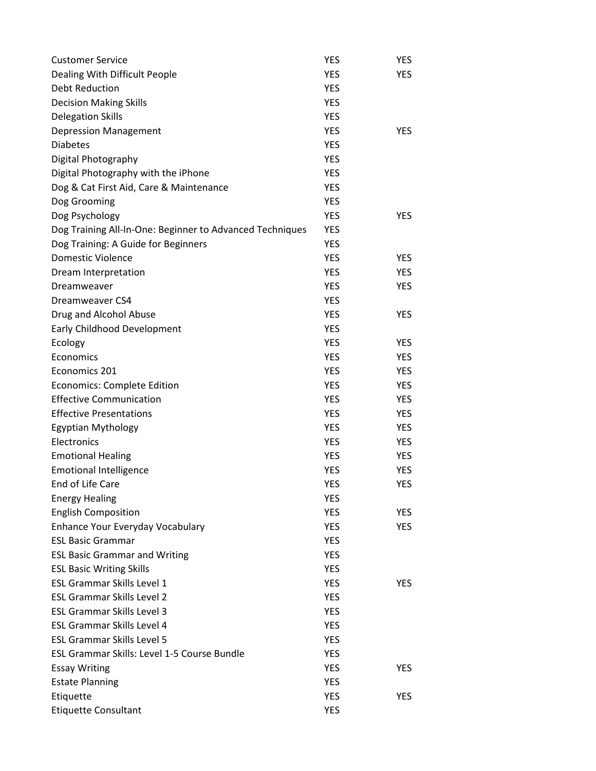| | | |
|---|---|---|
| Customer Service | YES | YES |
| Dealing With Difficult People | YES | YES |
| Debt Reduction | YES | |
| Decision Making Skills | YES | |
| Delegation Skills | YES | |
| Depression Management | YES | YES |
| Diabetes | YES | |
| Digital Photography | YES | |
| Digital Photography with the iPhone | YES | |
| Dog & Cat First Aid, Care & Maintenance | YES | |
| Dog Grooming | YES | |
| Dog Psychology | YES | YES |
| Dog Training All-In-One: Beginner to Advanced Techniques | YES | |
| Dog Training: A Guide for Beginners | YES | |
| Domestic Violence | YES | YES |
| Dream Interpretation | YES | YES |
| Dreamweaver | YES | YES |
| Dreamweaver CS4 | YES | |
| Drug and Alcohol Abuse | YES | YES |
| Early Childhood Development | YES | |
| Ecology | YES | YES |
| Economics | YES | YES |
| Economics 201 | YES | YES |
| Economics: Complete Edition | YES | YES |
| Effective Communication | YES | YES |
| Effective Presentations | YES | YES |
| Egyptian Mythology | YES | YES |
| Electronics | YES | YES |
| Emotional Healing | YES | YES |
| Emotional Intelligence | YES | YES |
| End of Life Care | YES | YES |
| Energy Healing | YES | |
| English Composition | YES | YES |
| Enhance Your Everyday Vocabulary | YES | YES |
| ESL Basic Grammar | YES | |
| ESL Basic Grammar and Writing | YES | |
| ESL Basic Writing Skills | YES | |
| ESL Grammar Skills Level 1 | YES | YES |
| ESL Grammar Skills Level 2 | YES | |
| ESL Grammar Skills Level 3 | YES | |
| ESL Grammar Skills Level 4 | YES | |
| ESL Grammar Skills Level 5 | YES | |
| ESL Grammar Skills: Level 1-5 Course Bundle | YES | |
| Essay Writing | YES | YES |
| Estate Planning | YES | |
| Etiquette | YES | YES |
| Etiquette Consultant | YES | |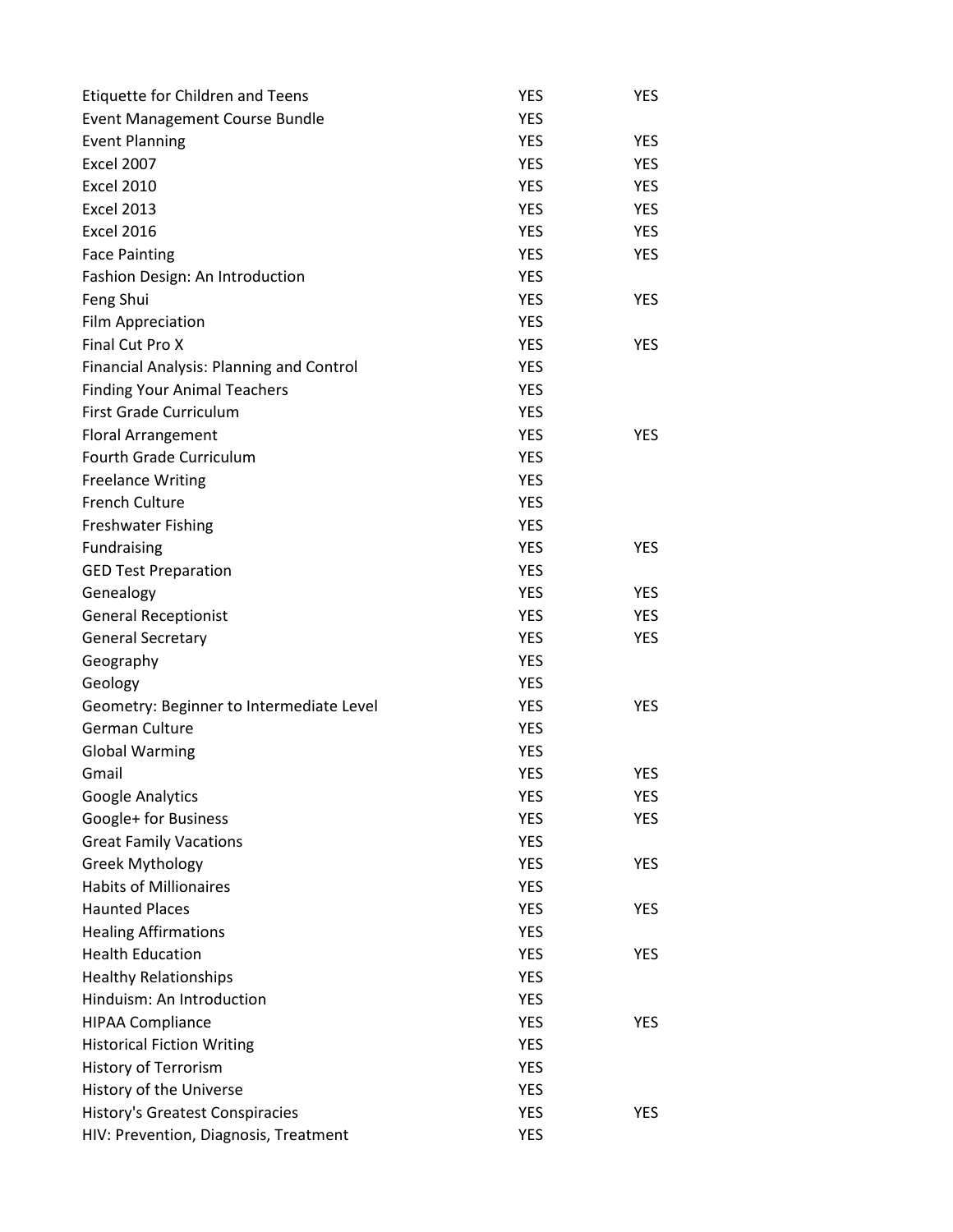| | | |
|---|---|---|
| Etiquette for Children and Teens | YES | YES |
| Event Management Course Bundle | YES | |
| Event Planning | YES | YES |
| Excel 2007 | YES | YES |
| Excel 2010 | YES | YES |
| Excel 2013 | YES | YES |
| Excel 2016 | YES | YES |
| Face Painting | YES | YES |
| Fashion Design: An Introduction | YES | |
| Feng Shui | YES | YES |
| Film Appreciation | YES | |
| Final Cut Pro X | YES | YES |
| Financial Analysis: Planning and Control | YES | |
| Finding Your Animal Teachers | YES | |
| First Grade Curriculum | YES | |
| Floral Arrangement | YES | YES |
| Fourth Grade Curriculum | YES | |
| Freelance Writing | YES | |
| French Culture | YES | |
| Freshwater Fishing | YES | |
| Fundraising | YES | YES |
| GED Test Preparation | YES | |
| Genealogy | YES | YES |
| General Receptionist | YES | YES |
| General Secretary | YES | YES |
| Geography | YES | |
| Geology | YES | |
| Geometry: Beginner to Intermediate Level | YES | YES |
| German Culture | YES | |
| Global Warming | YES | |
| Gmail | YES | YES |
| Google Analytics | YES | YES |
| Google+ for Business | YES | YES |
| Great Family Vacations | YES | |
| Greek Mythology | YES | YES |
| Habits of Millionaires | YES | |
| Haunted Places | YES | YES |
| Healing Affirmations | YES | |
| Health Education | YES | YES |
| Healthy Relationships | YES | |
| Hinduism: An Introduction | YES | |
| HIPAA Compliance | YES | YES |
| Historical Fiction Writing | YES | |
| History of Terrorism | YES | |
| History of the Universe | YES | |
| History's Greatest Conspiracies | YES | YES |
| HIV: Prevention, Diagnosis, Treatment | YES | |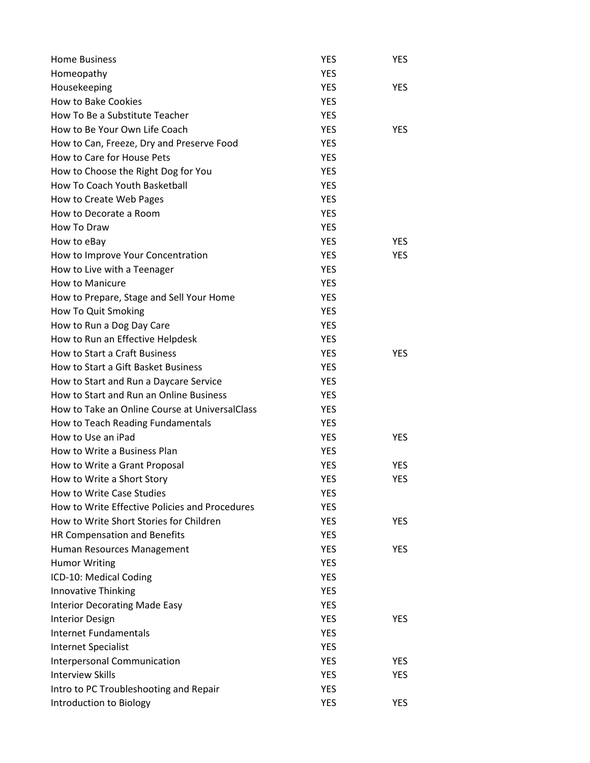| | | |
|---|---|---|
| Home Business | YES | YES |
| Homeopathy | YES | |
| Housekeeping | YES | YES |
| How to Bake Cookies | YES | |
| How To Be a Substitute Teacher | YES | |
| How to Be Your Own Life Coach | YES | YES |
| How to Can, Freeze, Dry and Preserve Food | YES | |
| How to Care for House Pets | YES | |
| How to Choose the Right Dog for You | YES | |
| How To Coach Youth Basketball | YES | |
| How to Create Web Pages | YES | |
| How to Decorate a Room | YES | |
| How To Draw | YES | |
| How to eBay | YES | YES |
| How to Improve Your Concentration | YES | YES |
| How to Live with a Teenager | YES | |
| How to Manicure | YES | |
| How to Prepare, Stage and Sell Your Home | YES | |
| How To Quit Smoking | YES | |
| How to Run a Dog Day Care | YES | |
| How to Run an Effective Helpdesk | YES | |
| How to Start a Craft Business | YES | YES |
| How to Start a Gift Basket Business | YES | |
| How to Start and Run a Daycare Service | YES | |
| How to Start and Run an Online Business | YES | |
| How to Take an Online Course at UniversalClass | YES | |
| How to Teach Reading Fundamentals | YES | |
| How to Use an iPad | YES | YES |
| How to Write a Business Plan | YES | |
| How to Write a Grant Proposal | YES | YES |
| How to Write a Short Story | YES | YES |
| How to Write Case Studies | YES | |
| How to Write Effective Policies and Procedures | YES | |
| How to Write Short Stories for Children | YES | YES |
| HR Compensation and Benefits | YES | |
| Human Resources Management | YES | YES |
| Humor Writing | YES | |
| ICD-10: Medical Coding | YES | |
| Innovative Thinking | YES | |
| Interior Decorating Made Easy | YES | |
| Interior Design | YES | YES |
| Internet Fundamentals | YES | |
| Internet Specialist | YES | |
| Interpersonal Communication | YES | YES |
| Interview Skills | YES | YES |
| Intro to PC Troubleshooting and Repair | YES | |
| Introduction to Biology | YES | YES |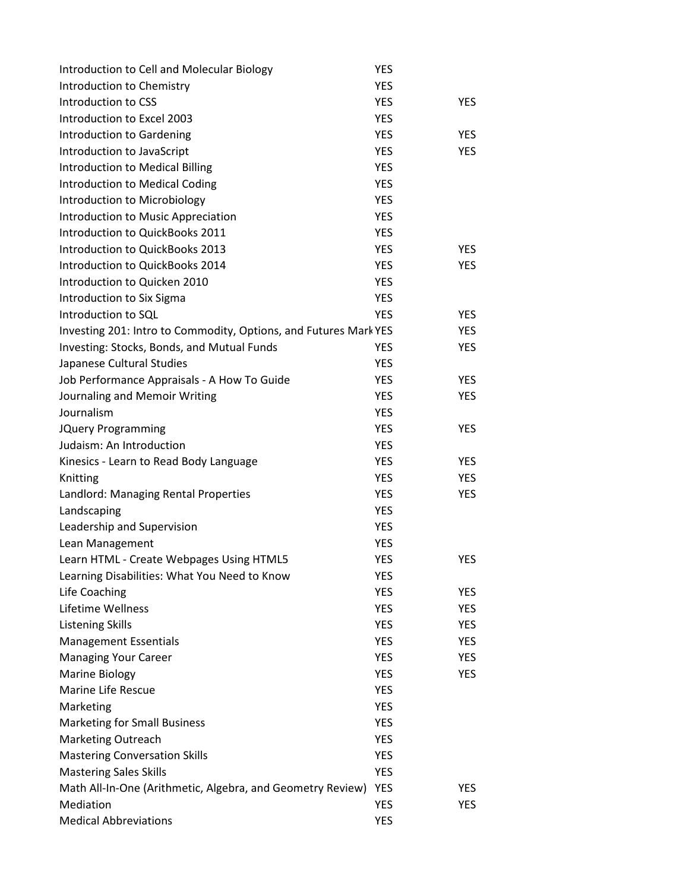| | | |
|---|---|---|
| Introduction to Cell and Molecular Biology | YES | |
| Introduction to Chemistry | YES | |
| Introduction to CSS | YES | YES |
| Introduction to Excel 2003 | YES | |
| Introduction to Gardening | YES | YES |
| Introduction to JavaScript | YES | YES |
| Introduction to Medical Billing | YES | |
| Introduction to Medical Coding | YES | |
| Introduction to Microbiology | YES | |
| Introduction to Music Appreciation | YES | |
| Introduction to QuickBooks 2011 | YES | |
| Introduction to QuickBooks 2013 | YES | YES |
| Introduction to QuickBooks 2014 | YES | YES |
| Introduction to Quicken 2010 | YES | |
| Introduction to Six Sigma | YES | |
| Introduction to SQL | YES | YES |
| Investing 201: Intro to Commodity, Options, and Futures Mark | YES | YES |
| Investing: Stocks, Bonds, and Mutual Funds | YES | YES |
| Japanese Cultural Studies | YES | |
| Job Performance Appraisals - A How To Guide | YES | YES |
| Journaling and Memoir Writing | YES | YES |
| Journalism | YES | |
| JQuery Programming | YES | YES |
| Judaism: An Introduction | YES | |
| Kinesics - Learn to Read Body Language | YES | YES |
| Knitting | YES | YES |
| Landlord: Managing Rental Properties | YES | YES |
| Landscaping | YES | |
| Leadership and Supervision | YES | |
| Lean Management | YES | |
| Learn HTML - Create Webpages Using HTML5 | YES | YES |
| Learning Disabilities: What You Need to Know | YES | |
| Life Coaching | YES | YES |
| Lifetime Wellness | YES | YES |
| Listening Skills | YES | YES |
| Management Essentials | YES | YES |
| Managing Your Career | YES | YES |
| Marine Biology | YES | YES |
| Marine Life Rescue | YES | |
| Marketing | YES | |
| Marketing for Small Business | YES | |
| Marketing Outreach | YES | |
| Mastering Conversation Skills | YES | |
| Mastering Sales Skills | YES | |
| Math All-In-One (Arithmetic, Algebra, and Geometry Review) | YES | YES |
| Mediation | YES | YES |
| Medical Abbreviations | YES | |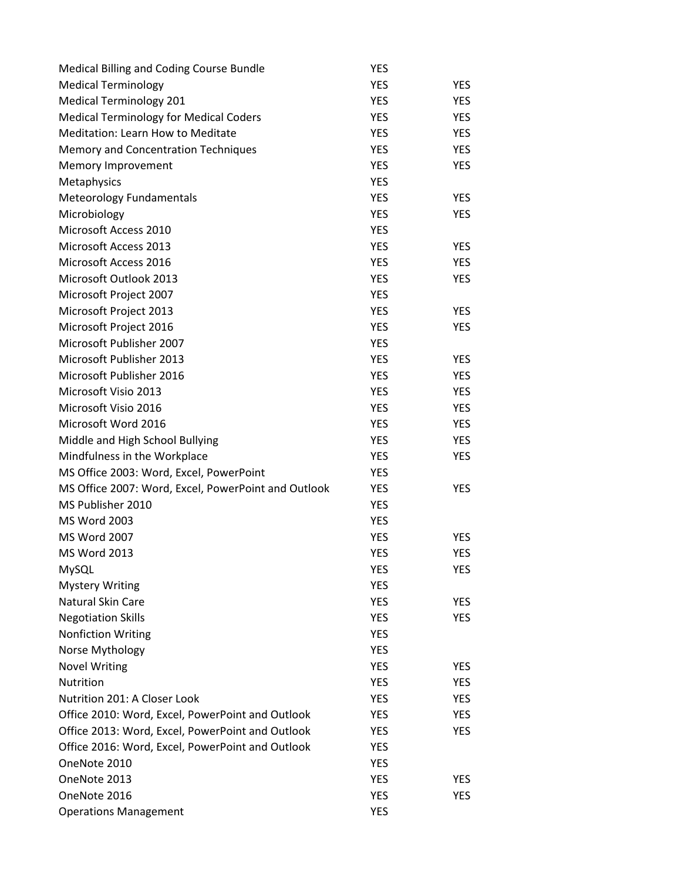| | | |
|---|---|---|
| Medical Billing and Coding Course Bundle | YES | |
| Medical Terminology | YES | YES |
| Medical Terminology 201 | YES | YES |
| Medical Terminology for Medical Coders | YES | YES |
| Meditation: Learn How to Meditate | YES | YES |
| Memory and Concentration Techniques | YES | YES |
| Memory Improvement | YES | YES |
| Metaphysics | YES | |
| Meteorology Fundamentals | YES | YES |
| Microbiology | YES | YES |
| Microsoft Access 2010 | YES | |
| Microsoft Access 2013 | YES | YES |
| Microsoft Access 2016 | YES | YES |
| Microsoft Outlook 2013 | YES | YES |
| Microsoft Project 2007 | YES | |
| Microsoft Project 2013 | YES | YES |
| Microsoft Project 2016 | YES | YES |
| Microsoft Publisher 2007 | YES | |
| Microsoft Publisher 2013 | YES | YES |
| Microsoft Publisher 2016 | YES | YES |
| Microsoft Visio 2013 | YES | YES |
| Microsoft Visio 2016 | YES | YES |
| Microsoft Word 2016 | YES | YES |
| Middle and High School Bullying | YES | YES |
| Mindfulness in the Workplace | YES | YES |
| MS Office 2003: Word, Excel, PowerPoint | YES | |
| MS Office 2007: Word, Excel, PowerPoint and Outlook | YES | YES |
| MS Publisher 2010 | YES | |
| MS Word 2003 | YES | |
| MS Word 2007 | YES | YES |
| MS Word 2013 | YES | YES |
| MySQL | YES | YES |
| Mystery Writing | YES | |
| Natural Skin Care | YES | YES |
| Negotiation Skills | YES | YES |
| Nonfiction Writing | YES | |
| Norse Mythology | YES | |
| Novel Writing | YES | YES |
| Nutrition | YES | YES |
| Nutrition 201: A Closer Look | YES | YES |
| Office 2010: Word, Excel, PowerPoint and Outlook | YES | YES |
| Office 2013: Word, Excel, PowerPoint and Outlook | YES | YES |
| Office 2016: Word, Excel, PowerPoint and Outlook | YES | |
| OneNote 2010 | YES | |
| OneNote 2013 | YES | YES |
| OneNote 2016 | YES | YES |
| Operations Management | YES | |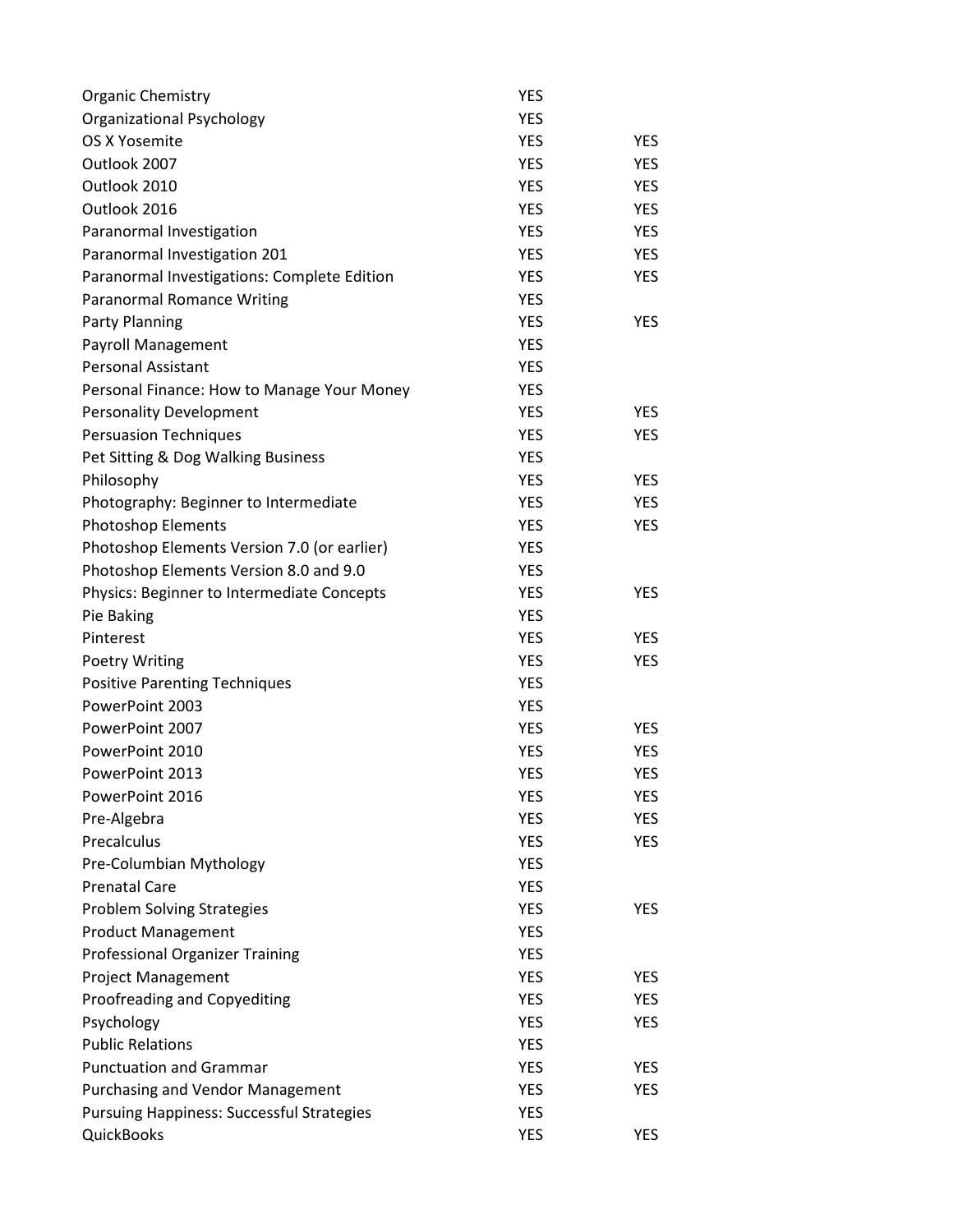| | | |
|---|---|---|
| Organic Chemistry | YES | |
| Organizational Psychology | YES | |
| OS X Yosemite | YES | YES |
| Outlook 2007 | YES | YES |
| Outlook 2010 | YES | YES |
| Outlook 2016 | YES | YES |
| Paranormal Investigation | YES | YES |
| Paranormal Investigation 201 | YES | YES |
| Paranormal Investigations: Complete Edition | YES | YES |
| Paranormal Romance Writing | YES | |
| Party Planning | YES | YES |
| Payroll Management | YES | |
| Personal Assistant | YES | |
| Personal Finance: How to Manage Your Money | YES | |
| Personality Development | YES | YES |
| Persuasion Techniques | YES | YES |
| Pet Sitting & Dog Walking Business | YES | |
| Philosophy | YES | YES |
| Photography: Beginner to Intermediate | YES | YES |
| Photoshop Elements | YES | YES |
| Photoshop Elements Version 7.0 (or earlier) | YES | |
| Photoshop Elements Version 8.0 and 9.0 | YES | |
| Physics: Beginner to Intermediate Concepts | YES | YES |
| Pie Baking | YES | |
| Pinterest | YES | YES |
| Poetry Writing | YES | YES |
| Positive Parenting Techniques | YES | |
| PowerPoint 2003 | YES | |
| PowerPoint 2007 | YES | YES |
| PowerPoint 2010 | YES | YES |
| PowerPoint 2013 | YES | YES |
| PowerPoint 2016 | YES | YES |
| Pre-Algebra | YES | YES |
| Precalculus | YES | YES |
| Pre-Columbian Mythology | YES | |
| Prenatal Care | YES | |
| Problem Solving Strategies | YES | YES |
| Product Management | YES | |
| Professional Organizer Training | YES | |
| Project Management | YES | YES |
| Proofreading and Copyediting | YES | YES |
| Psychology | YES | YES |
| Public Relations | YES | |
| Punctuation and Grammar | YES | YES |
| Purchasing and Vendor Management | YES | YES |
| Pursuing Happiness: Successful Strategies | YES | |
| QuickBooks | YES | YES |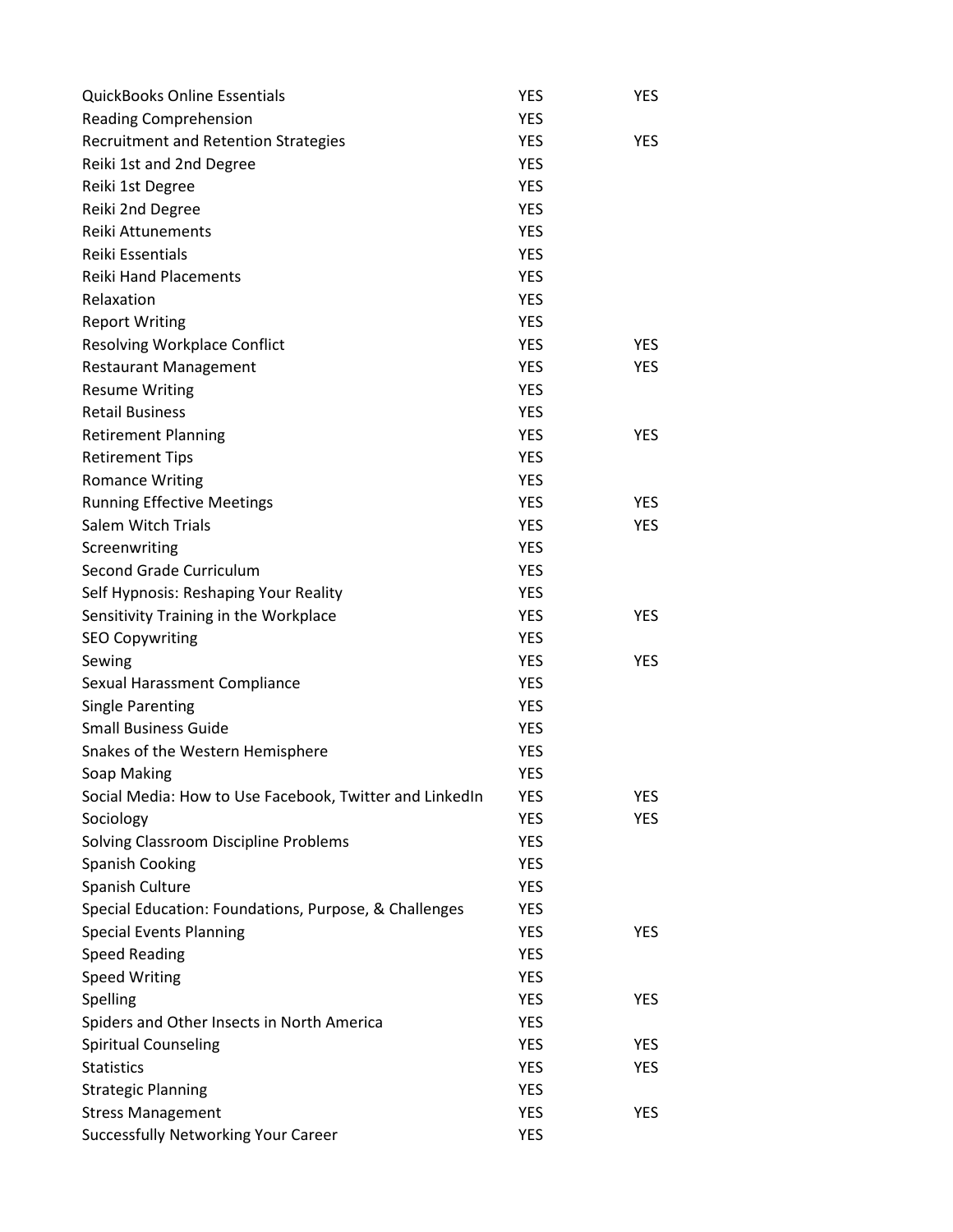| | | |
|---|---|---|
| QuickBooks Online Essentials | YES | YES |
| Reading Comprehension | YES | |
| Recruitment and Retention Strategies | YES | YES |
| Reiki 1st and 2nd Degree | YES | |
| Reiki 1st Degree | YES | |
| Reiki 2nd Degree | YES | |
| Reiki Attunements | YES | |
| Reiki Essentials | YES | |
| Reiki Hand Placements | YES | |
| Relaxation | YES | |
| Report Writing | YES | |
| Resolving Workplace Conflict | YES | YES |
| Restaurant Management | YES | YES |
| Resume Writing | YES | |
| Retail Business | YES | |
| Retirement Planning | YES | YES |
| Retirement Tips | YES | |
| Romance Writing | YES | |
| Running Effective Meetings | YES | YES |
| Salem Witch Trials | YES | YES |
| Screenwriting | YES | |
| Second Grade Curriculum | YES | |
| Self Hypnosis: Reshaping Your Reality | YES | |
| Sensitivity Training in the Workplace | YES | YES |
| SEO Copywriting | YES | |
| Sewing | YES | YES |
| Sexual Harassment Compliance | YES | |
| Single Parenting | YES | |
| Small Business Guide | YES | |
| Snakes of the Western Hemisphere | YES | |
| Soap Making | YES | |
| Social Media: How to Use Facebook, Twitter and LinkedIn | YES | YES |
| Sociology | YES | YES |
| Solving Classroom Discipline Problems | YES | |
| Spanish Cooking | YES | |
| Spanish Culture | YES | |
| Special Education: Foundations, Purpose, & Challenges | YES | |
| Special Events Planning | YES | YES |
| Speed Reading | YES | |
| Speed Writing | YES | |
| Spelling | YES | YES |
| Spiders and Other Insects in North America | YES | |
| Spiritual Counseling | YES | YES |
| Statistics | YES | YES |
| Strategic Planning | YES | |
| Stress Management | YES | YES |
| Successfully Networking Your Career | YES | |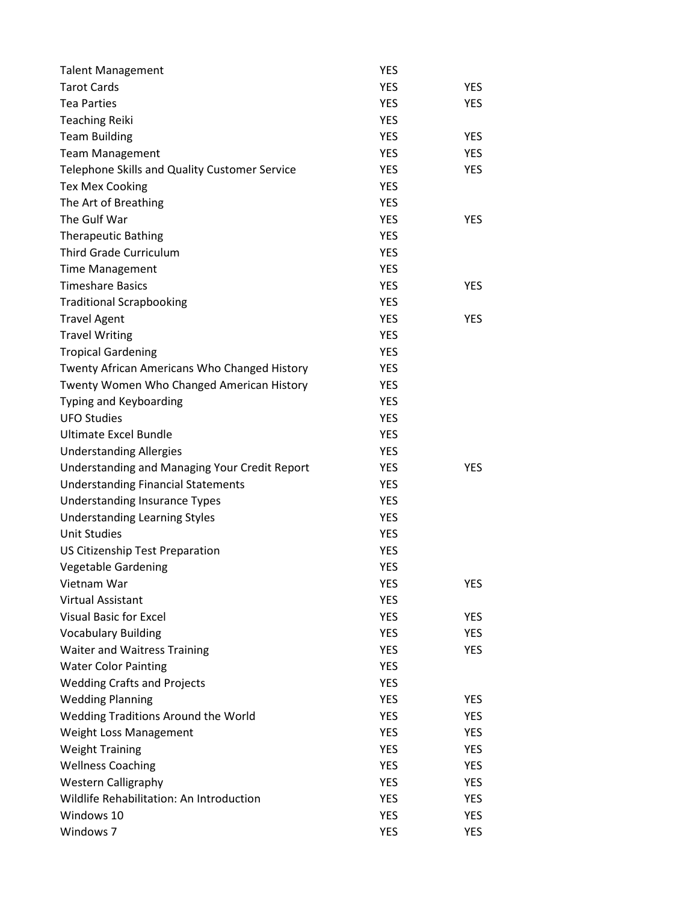| | | |
|---|---|---|
| Talent Management | YES | |
| Tarot Cards | YES | YES |
| Tea Parties | YES | YES |
| Teaching Reiki | YES | |
| Team Building | YES | YES |
| Team Management | YES | YES |
| Telephone Skills and Quality Customer Service | YES | YES |
| Tex Mex Cooking | YES | |
| The Art of Breathing | YES | |
| The Gulf War | YES | YES |
| Therapeutic Bathing | YES | |
| Third Grade Curriculum | YES | |
| Time Management | YES | |
| Timeshare Basics | YES | YES |
| Traditional Scrapbooking | YES | |
| Travel Agent | YES | YES |
| Travel Writing | YES | |
| Tropical Gardening | YES | |
| Twenty African Americans Who Changed History | YES | |
| Twenty Women Who Changed American History | YES | |
| Typing and Keyboarding | YES | |
| UFO Studies | YES | |
| Ultimate Excel Bundle | YES | |
| Understanding Allergies | YES | |
| Understanding and Managing Your Credit Report | YES | YES |
| Understanding Financial Statements | YES | |
| Understanding Insurance Types | YES | |
| Understanding Learning Styles | YES | |
| Unit Studies | YES | |
| US Citizenship Test Preparation | YES | |
| Vegetable Gardening | YES | |
| Vietnam War | YES | YES |
| Virtual Assistant | YES | |
| Visual Basic for Excel | YES | YES |
| Vocabulary Building | YES | YES |
| Waiter and Waitress Training | YES | YES |
| Water Color Painting | YES | |
| Wedding Crafts and Projects | YES | |
| Wedding Planning | YES | YES |
| Wedding Traditions Around the World | YES | YES |
| Weight Loss Management | YES | YES |
| Weight Training | YES | YES |
| Wellness Coaching | YES | YES |
| Western Calligraphy | YES | YES |
| Wildlife Rehabilitation: An Introduction | YES | YES |
| Windows 10 | YES | YES |
| Windows 7 | YES | YES |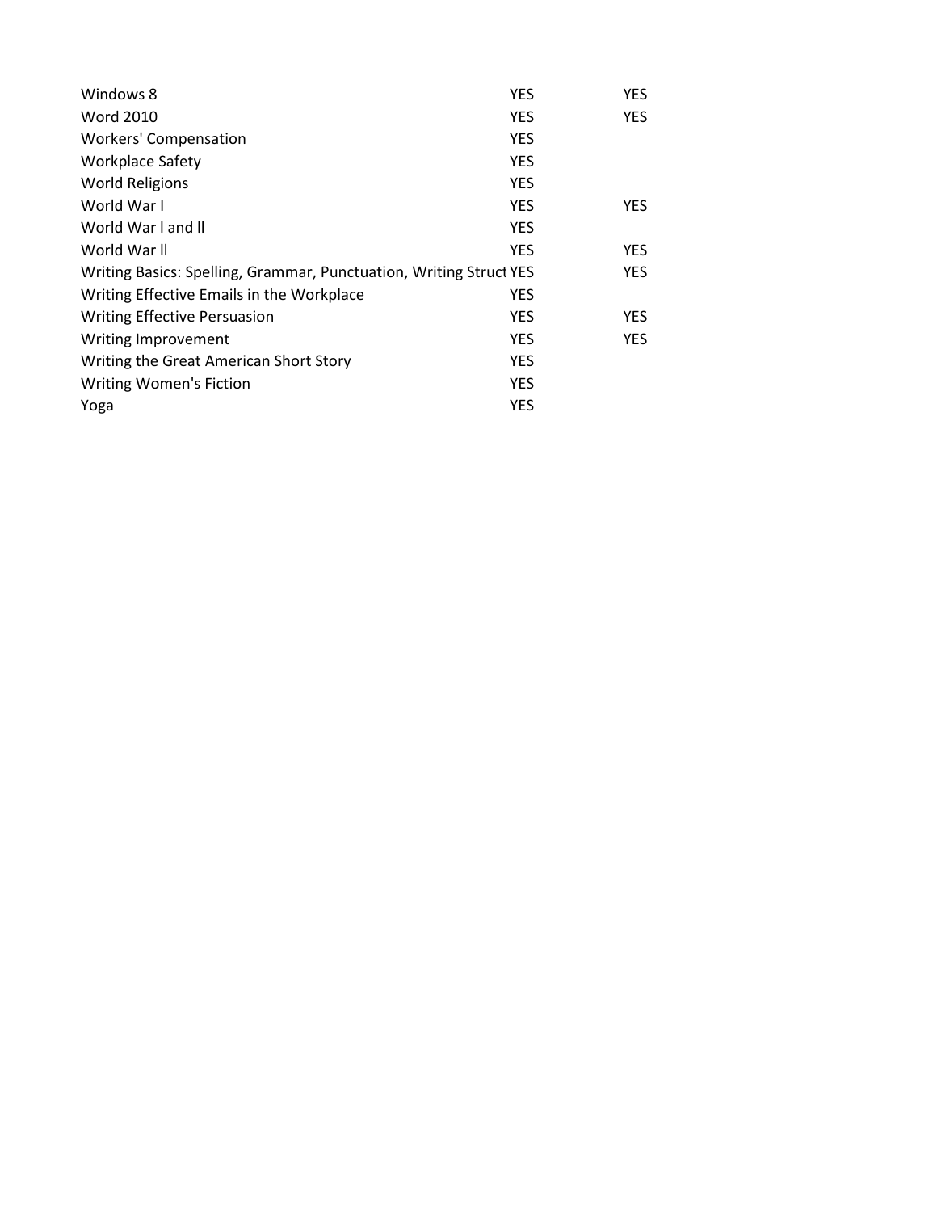| | | |
|---|---|---|
| Windows 8 | YES | YES |
| Word 2010 | YES | YES |
| Workers' Compensation | YES | |
| Workplace Safety | YES | |
| World Religions | YES | |
| World War I | YES | YES |
| World War l and ll | YES | |
| World War ll | YES | YES |
| Writing Basics: Spelling, Grammar, Punctuation, Writing Struct | YES | YES |
| Writing Effective Emails in the Workplace | YES | |
| Writing Effective Persuasion | YES | YES |
| Writing Improvement | YES | YES |
| Writing the Great American Short Story | YES | |
| Writing Women's Fiction | YES | |
| Yoga | YES | |